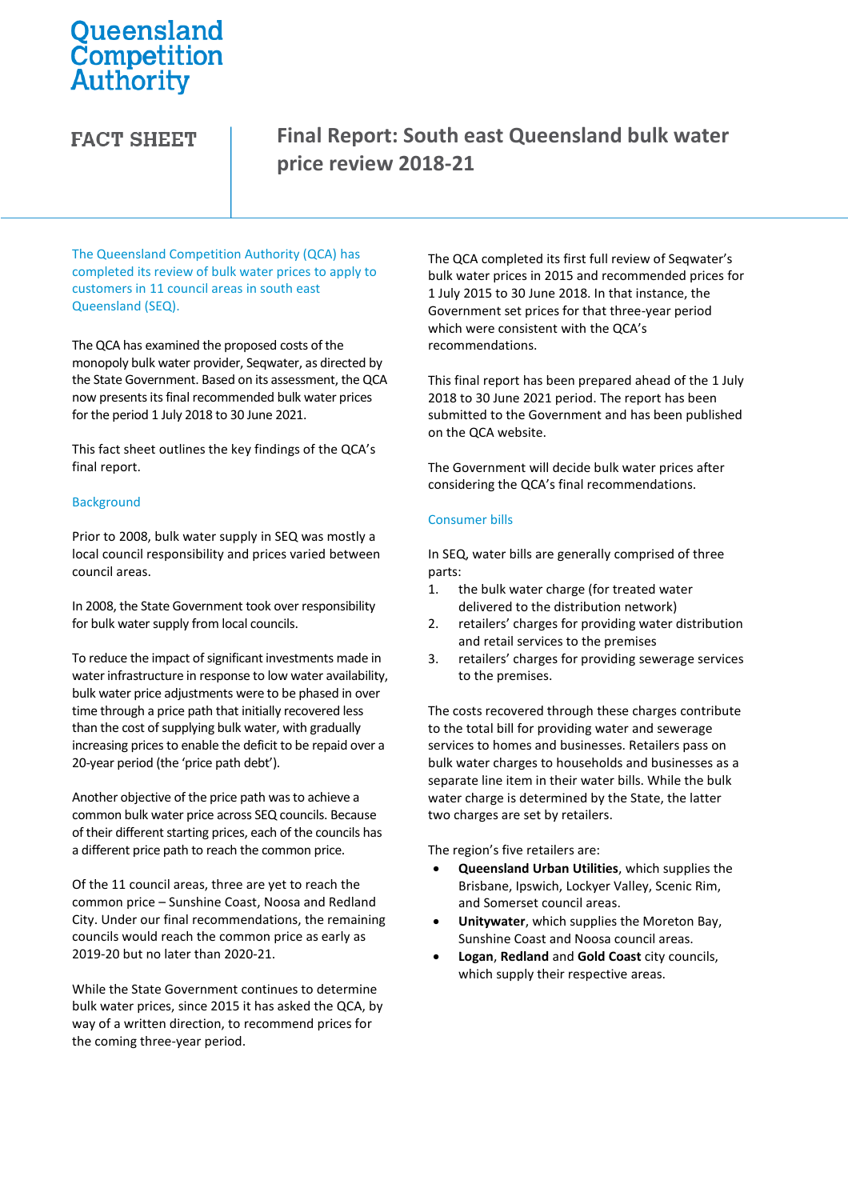Queensland Competition Authority

FACT SHEET

# Final Report: South east Queensland bulk water price review 2018-21

The Queensland Competition Authority (QCA) has completed its review of bulk water prices to apply to customers in 11 council areas in south east Queensland (SEQ).

The QCA has examined the proposed costs of the monopoly bulk water provider, Seqwater, as directed by the State Government. Based on its assessment, the QCA now presents its final recommended bulk water prices for the period 1 July 2018 to 30 June 2021.

This fact sheet outlines the key findings of the QCA's final report.

## Background

Prior to 2008, bulk water supply in SEQ was mostly a local council responsibility and prices varied between council areas.

In 2008, the State Government took over responsibility for bulk water supply from local councils.

To reduce the impact of significant investments made in water infrastructure in response to low water availability, bulk water price adjustments were to be phased in over time through a price path that initially recovered less than the cost of supplying bulk water, with gradually increasing prices to enable the deficit to be repaid over a 20-year period (the 'price path debt').

Another objective of the price path was to achieve a common bulk water price across SEQ councils. Because of their different starting prices, each of the councils has a different price path to reach the common price.

Of the 11 council areas, three are yet to reach the common price – Sunshine Coast, Noosa and Redland City. Under our final recommendations, the remaining councils would reach the common price as early as 2019-20 but no later than 2020-21.

While the State Government continues to determine bulk water prices, since 2015 it has asked the QCA, by way of a written direction, to recommend prices for the coming three-year period.

The QCA completed its first full review of Seqwater's bulk water prices in 2015 and recommended prices for 1 July 2015 to 30 June 2018. In that instance, the Government set prices for that three-year period which were consistent with the QCA's recommendations.

This final report has been prepared ahead of the 1 July 2018 to 30 June 2021 period. The report has been submitted to the Government and has been published on the QCA website.

The Government will decide bulk water prices after considering the QCA's final recommendations.

## Consumer bills

In SEQ, water bills are generally comprised of three parts:

1. the bulk water charge (for treated water delivered to the distribution network)
2. retailers' charges for providing water distribution and retail services to the premises
3. retailers' charges for providing sewerage services to the premises.

The costs recovered through these charges contribute to the total bill for providing water and sewerage services to homes and businesses. Retailers pass on bulk water charges to households and businesses as a separate line item in their water bills. While the bulk water charge is determined by the State, the latter two charges are set by retailers.

The region's five retailers are:

- **Queensland Urban Utilities**, which supplies the Brisbane, Ipswich, Lockyer Valley, Scenic Rim, and Somerset council areas.
- **Unitywater**, which supplies the Moreton Bay, Sunshine Coast and Noosa council areas.
- **Logan**, **Redland** and **Gold Coast** city councils, which supply their respective areas.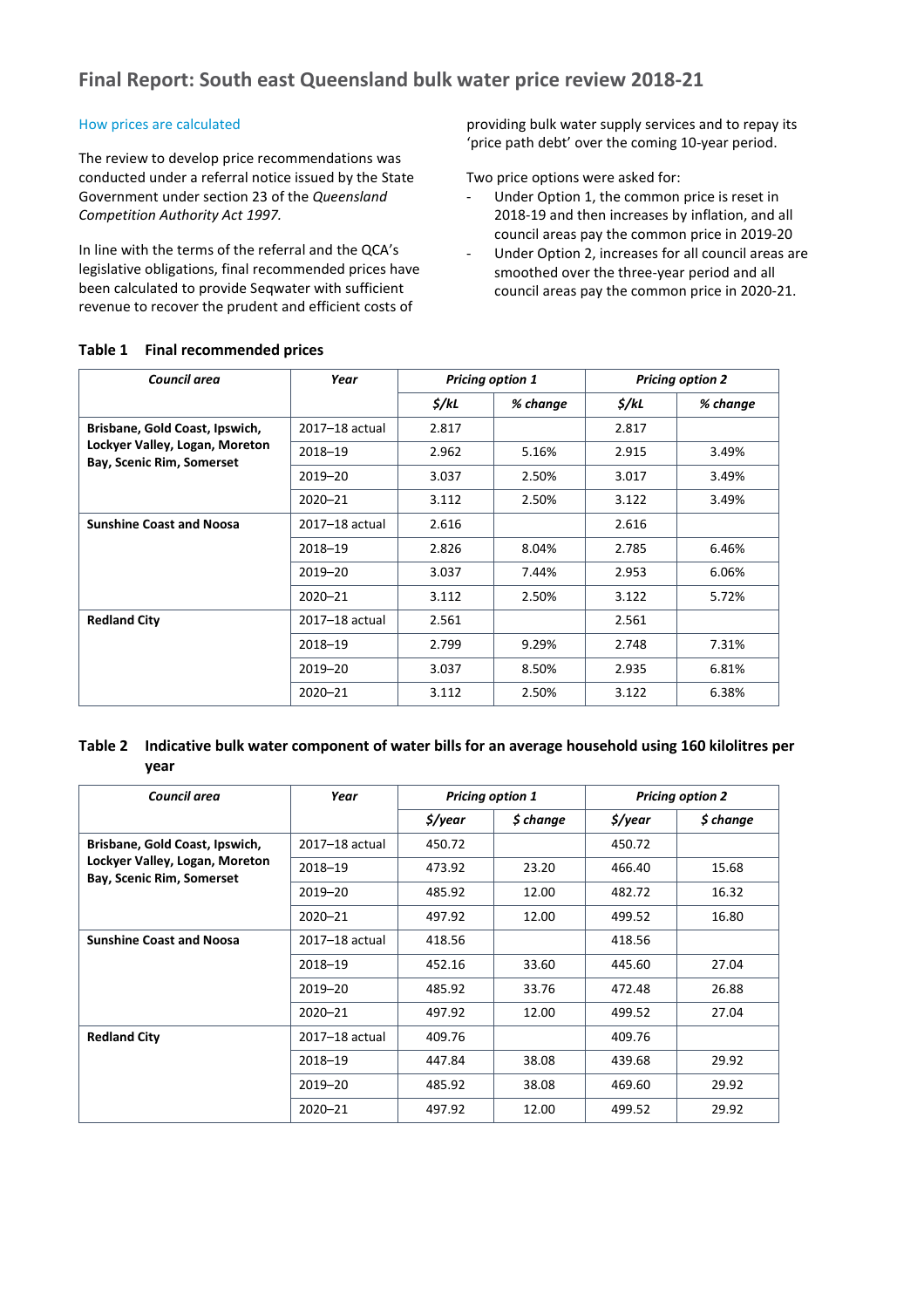## Final Report: South east Queensland bulk water price review 2018-21

### How prices are calculated

The review to develop price recommendations was conducted under a referral notice issued by the State Government under section 23 of the *Queensland Competition Authority Act 1997.*

In line with the terms of the referral and the QCA's legislative obligations, final recommended prices have been calculated to provide Seqwater with sufficient revenue to recover the prudent and efficient costs of providing bulk water supply services and to repay its 'price path debt' over the coming 10-year period.

Two price options were asked for:

- Under Option 1, the common price is reset in 2018-19 and then increases by inflation, and all council areas pay the common price in 2019-20
- Under Option 2, increases for all council areas are smoothed over the three-year period and all council areas pay the common price in 2020-21.

**Table 1 Final recommended prices**

| *Council area* | *Year* | *Pricing option 1* | | *Pricing option 2* | |
|---|---|---|---|---|---|
| | | ***$/kL*** | ***% change*** | ***$/kL*** | ***% change*** |
| **Brisbane, Gold Coast, Ipswich, Lockyer Valley, Logan, Moreton Bay, Scenic Rim, Somerset** | 2017–18 actual | 2.817 | | 2.817 | |
| | 2018–19 | 2.962 | 5.16% | 2.915 | 3.49% |
| | 2019–20 | 3.037 | 2.50% | 3.017 | 3.49% |
| | 2020–21 | 3.112 | 2.50% | 3.122 | 3.49% |
| **Sunshine Coast and Noosa** | 2017–18 actual | 2.616 | | 2.616 | |
| | 2018–19 | 2.826 | 8.04% | 2.785 | 6.46% |
| | 2019–20 | 3.037 | 7.44% | 2.953 | 6.06% |
| | 2020–21 | 3.112 | 2.50% | 3.122 | 5.72% |
| **Redland City** | 2017–18 actual | 2.561 | | 2.561 | |
| | 2018–19 | 2.799 | 9.29% | 2.748 | 7.31% |
| | 2019–20 | 3.037 | 8.50% | 2.935 | 6.81% |
| | 2020–21 | 3.112 | 2.50% | 3.122 | 6.38% |

**Table 2 Indicative bulk water component of water bills for an average household using 160 kilolitres per year**

| *Council area* | *Year* | *Pricing option 1* | | *Pricing option 2* | |
|---|---|---|---|---|---|
| | | ***$/year*** | ***$ change*** | ***$/year*** | ***$ change*** |
| **Brisbane, Gold Coast, Ipswich, Lockyer Valley, Logan, Moreton Bay, Scenic Rim, Somerset** | 2017–18 actual | 450.72 | | 450.72 | |
| | 2018–19 | 473.92 | 23.20 | 466.40 | 15.68 |
| | 2019–20 | 485.92 | 12.00 | 482.72 | 16.32 |
| | 2020–21 | 497.92 | 12.00 | 499.52 | 16.80 |
| **Sunshine Coast and Noosa** | 2017–18 actual | 418.56 | | 418.56 | |
| | 2018–19 | 452.16 | 33.60 | 445.60 | 27.04 |
| | 2019–20 | 485.92 | 33.76 | 472.48 | 26.88 |
| | 2020–21 | 497.92 | 12.00 | 499.52 | 27.04 |
| **Redland City** | 2017–18 actual | 409.76 | | 409.76 | |
| | 2018–19 | 447.84 | 38.08 | 439.68 | 29.92 |
| | 2019–20 | 485.92 | 38.08 | 469.60 | 29.92 |
| | 2020–21 | 497.92 | 12.00 | 499.52 | 29.92 |